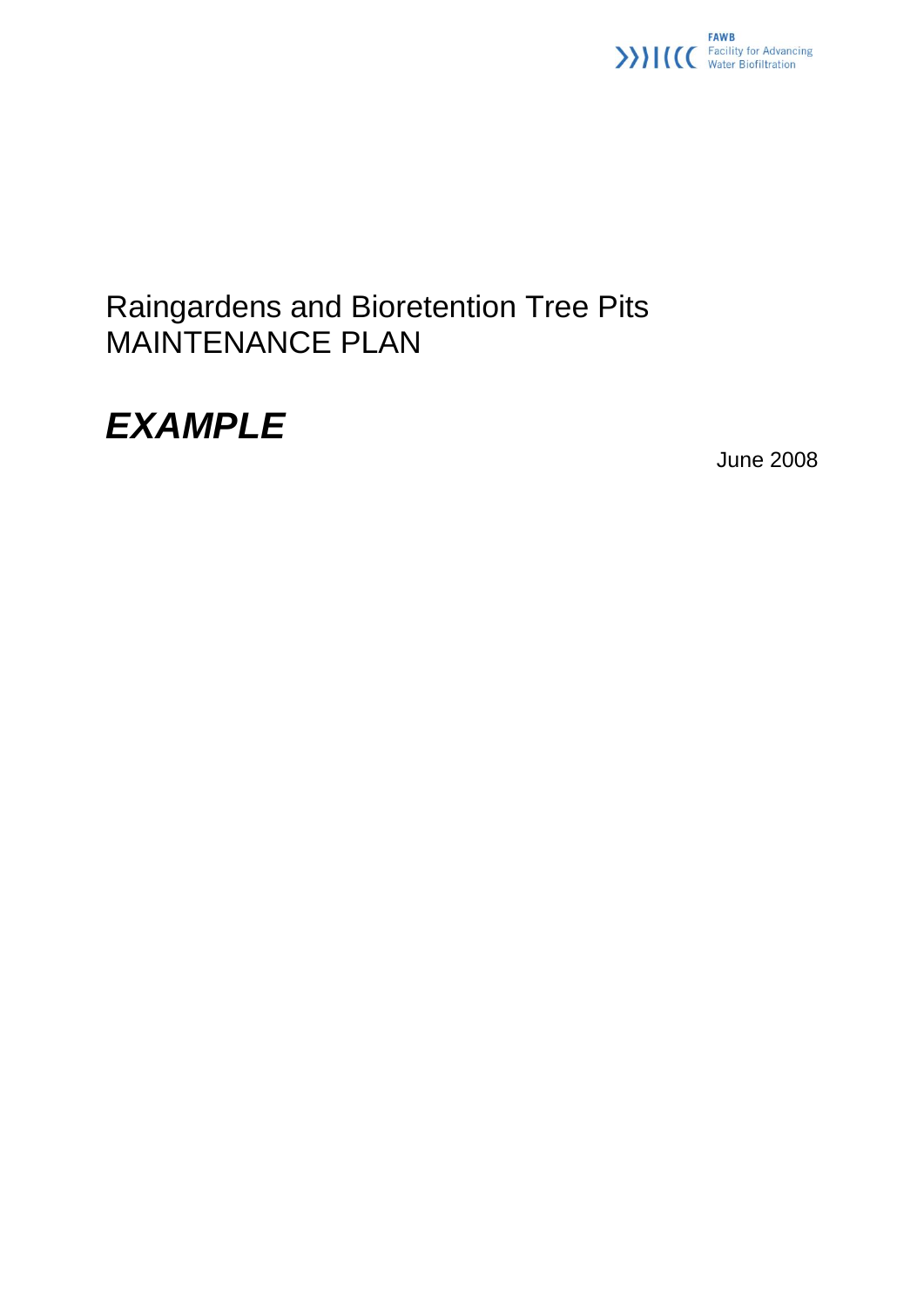FAWB
Facility for Advancing Water Biofiltration

# Raingardens and Bioretention Tree Pits MAINTENANCE PLAN

## *EXAMPLE*

June 2008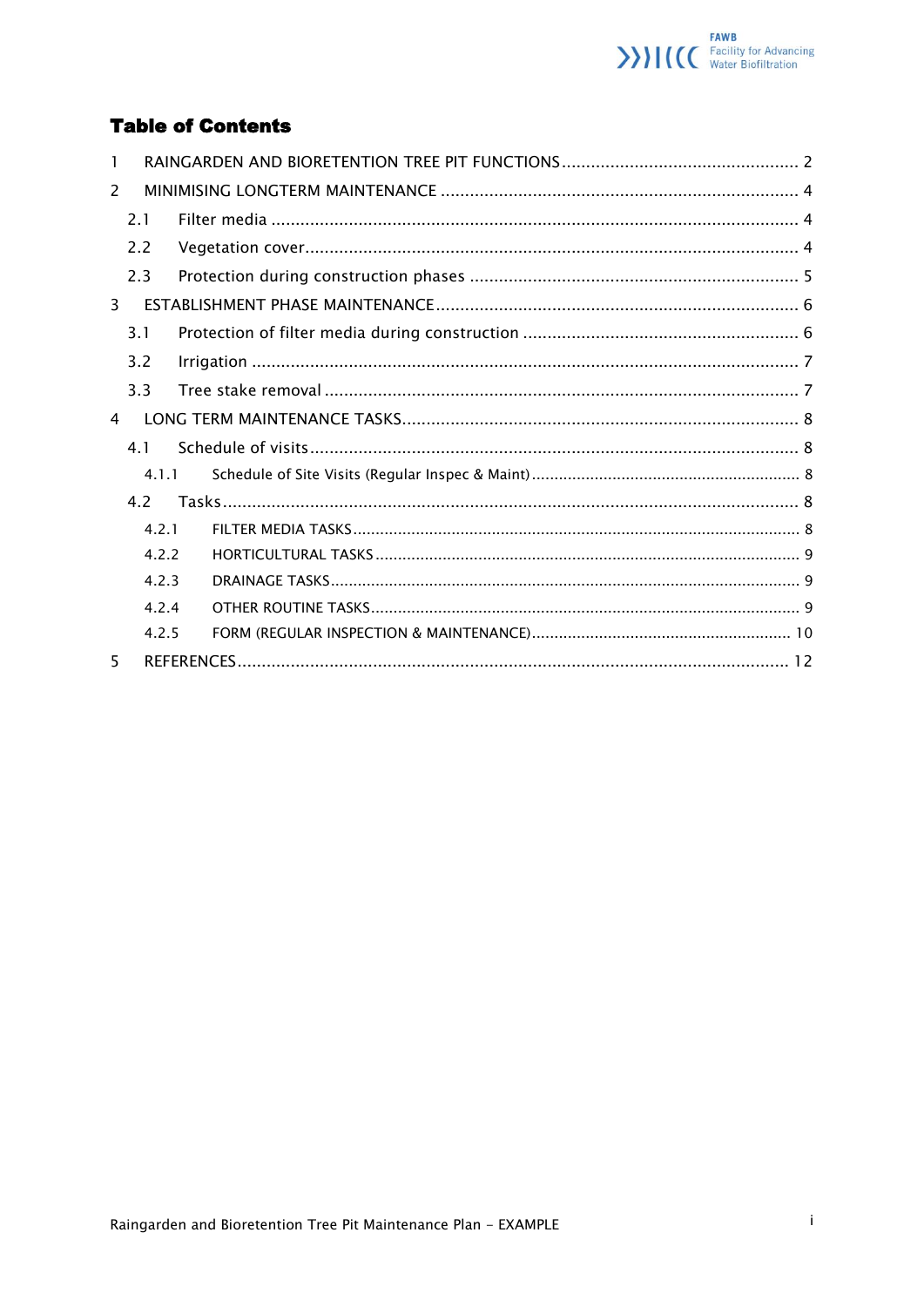# Table of Contents

1 RAINGARDEN AND BIORETENTION TREE PIT FUNCTIONS .................................................. 2

2 MINIMISING LONGTERM MAINTENANCE .......................................................................... 4

- 2.1 Filter media ............................................................................................................ 4
- 2.2 Vegetation cover...................................................................................................... 4
- 2.3 Protection during construction phases ..................................................................... 5

3 ESTABLISHMENT PHASE MAINTENANCE........................................................................... 6

- 3.1 Protection of filter media during construction .......................................................... 6
- 3.2 Irrigation ................................................................................................................. 7
- 3.3 Tree stake removal .................................................................................................. 7

4 LONG TERM MAINTENANCE TASKS.................................................................................. 8

- 4.1 Schedule of visits...................................................................................................... 8
  - 4.1.1 Schedule of Site Visits (Regular Inspec & Maint) ........................................................... 8
- 4.2 Tasks....................................................................................................................... 8
  - 4.2.1 FILTER MEDIA TASKS.................................................................................................. 8
  - 4.2.2 HORTICULTURAL TASKS ............................................................................................. 9
  - 4.2.3 DRAINAGE TASKS....................................................................................................... 9
  - 4.2.4 OTHER ROUTINE TASKS.............................................................................................. 9
  - 4.2.5 FORM (REGULAR INSPECTION & MAINTENANCE)......................................................... 10

5 REFERENCES.................................................................................................................. 12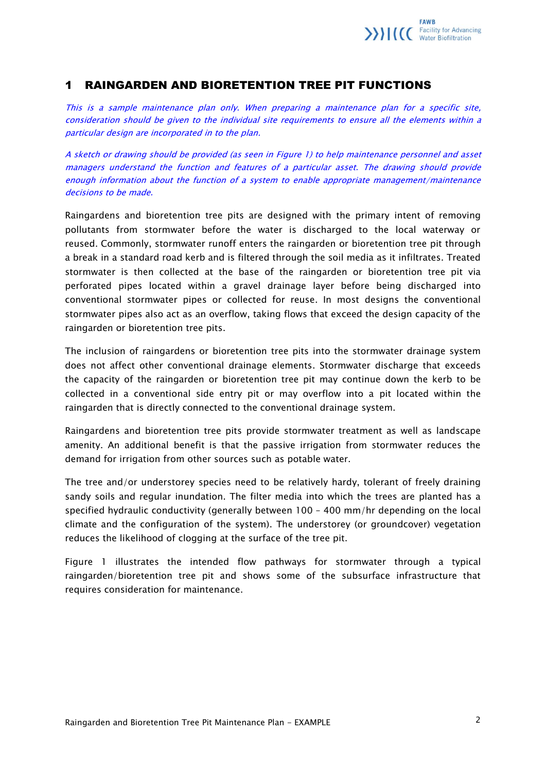# 1 RAINGARDEN AND BIORETENTION TREE PIT FUNCTIONS

*This is a sample maintenance plan only. When preparing a maintenance plan for a specific site, consideration should be given to the individual site requirements to ensure all the elements within a particular design are incorporated in to the plan.*

*A sketch or drawing should be provided (as seen in Figure 1) to help maintenance personnel and asset managers understand the function and features of a particular asset. The drawing should provide enough information about the function of a system to enable appropriate management/maintenance decisions to be made.*

Raingardens and bioretention tree pits are designed with the primary intent of removing pollutants from stormwater before the water is discharged to the local waterway or reused. Commonly, stormwater runoff enters the raingarden or bioretention tree pit through a break in a standard road kerb and is filtered through the soil media as it infiltrates. Treated stormwater is then collected at the base of the raingarden or bioretention tree pit via perforated pipes located within a gravel drainage layer before being discharged into conventional stormwater pipes or collected for reuse. In most designs the conventional stormwater pipes also act as an overflow, taking flows that exceed the design capacity of the raingarden or bioretention tree pits.

The inclusion of raingardens or bioretention tree pits into the stormwater drainage system does not affect other conventional drainage elements. Stormwater discharge that exceeds the capacity of the raingarden or bioretention tree pit may continue down the kerb to be collected in a conventional side entry pit or may overflow into a pit located within the raingarden that is directly connected to the conventional drainage system.

Raingardens and bioretention tree pits provide stormwater treatment as well as landscape amenity. An additional benefit is that the passive irrigation from stormwater reduces the demand for irrigation from other sources such as potable water.

The tree and/or understorey species need to be relatively hardy, tolerant of freely draining sandy soils and regular inundation. The filter media into which the trees are planted has a specified hydraulic conductivity (generally between 100 – 400 mm/hr depending on the local climate and the configuration of the system). The understorey (or groundcover) vegetation reduces the likelihood of clogging at the surface of the tree pit.

Figure 1 illustrates the intended flow pathways for stormwater through a typical raingarden/bioretention tree pit and shows some of the subsurface infrastructure that requires consideration for maintenance.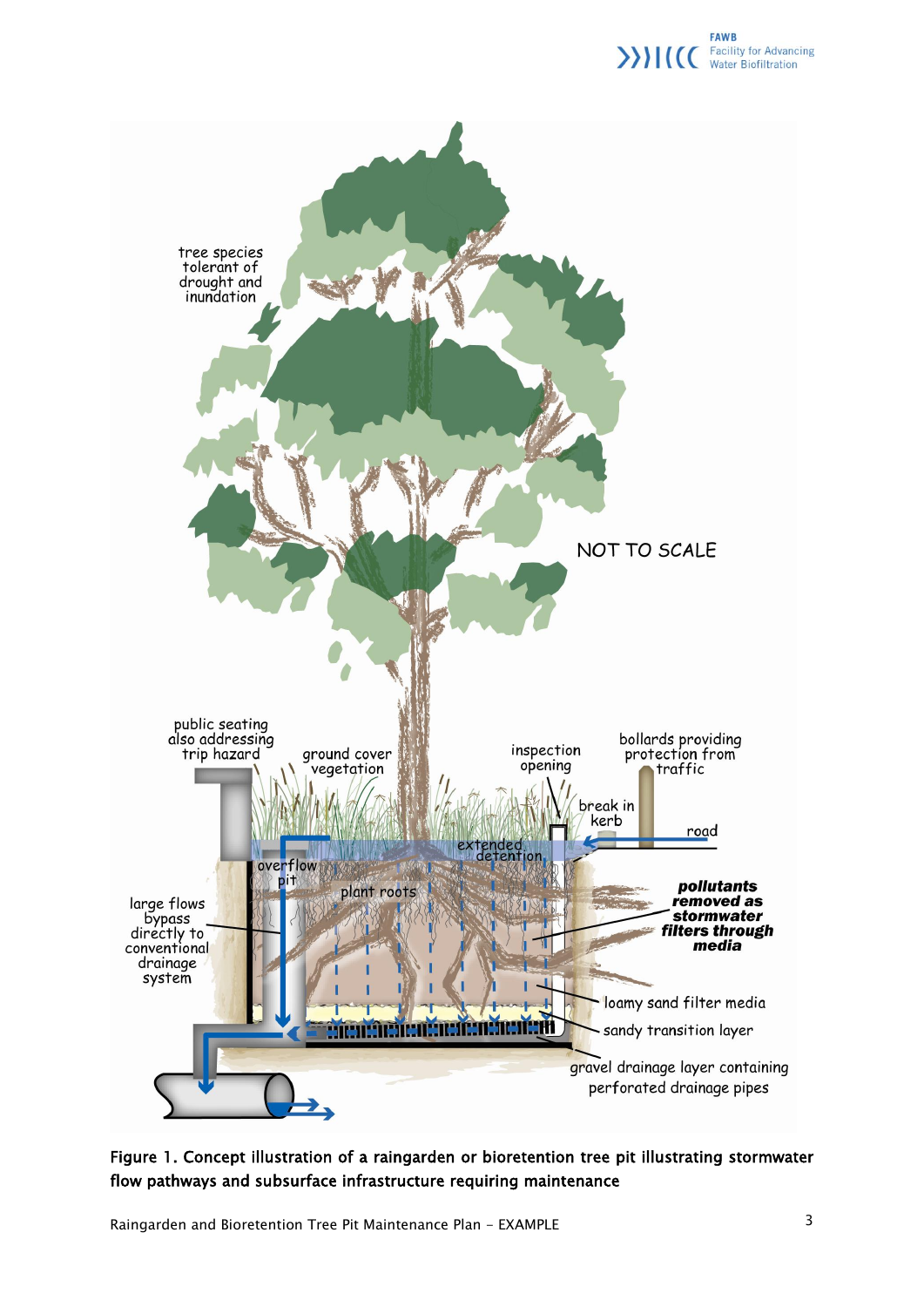**Figure 1. Concept illustration of a raingarden or bioretention tree pit illustrating stormwater flow pathways and subsurface infrastructure requiring maintenance**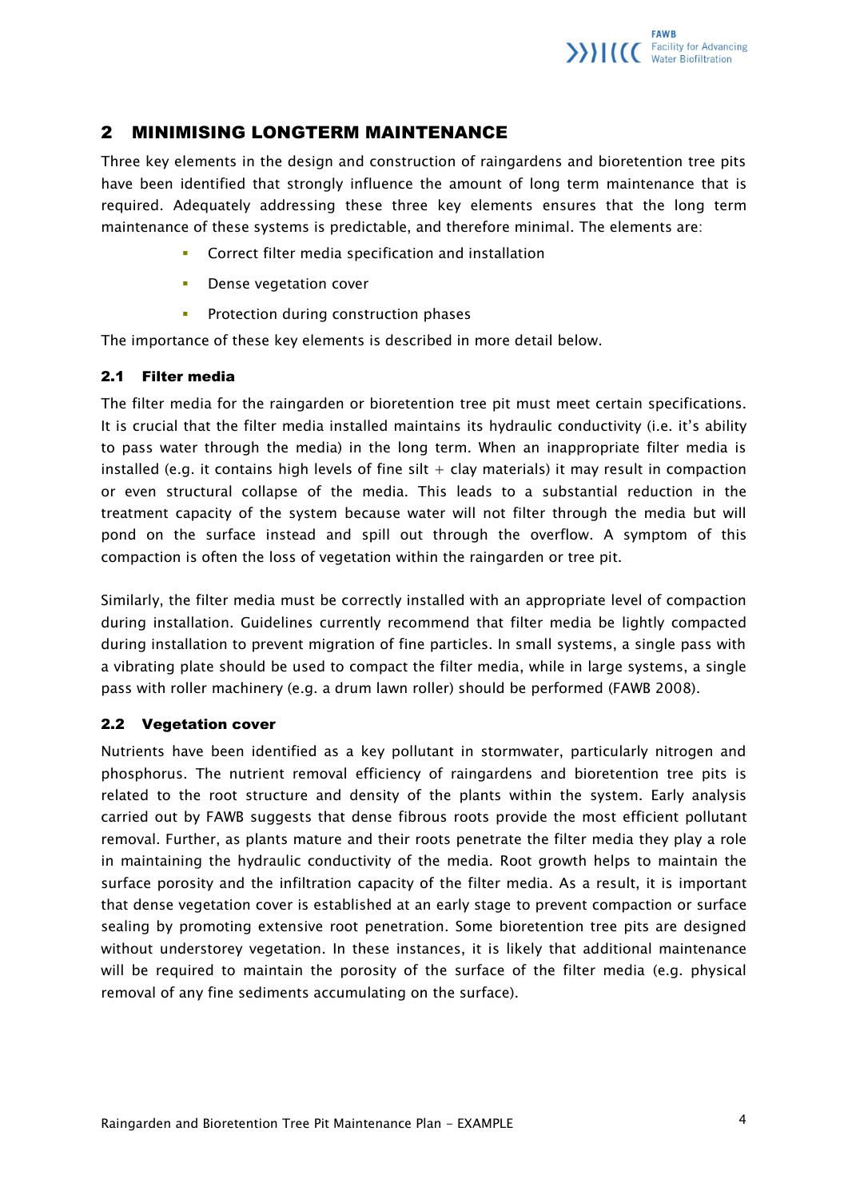## 2 MINIMISING LONGTERM MAINTENANCE

Three key elements in the design and construction of raingardens and bioretention tree pits have been identified that strongly influence the amount of long term maintenance that is required. Adequately addressing these three key elements ensures that the long term maintenance of these systems is predictable, and therefore minimal. The elements are:

- Correct filter media specification and installation
- Dense vegetation cover
- Protection during construction phases

The importance of these key elements is described in more detail below.

### 2.1 Filter media

The filter media for the raingarden or bioretention tree pit must meet certain specifications. It is crucial that the filter media installed maintains its hydraulic conductivity (i.e. it's ability to pass water through the media) in the long term. When an inappropriate filter media is installed (e.g. it contains high levels of fine silt + clay materials) it may result in compaction or even structural collapse of the media. This leads to a substantial reduction in the treatment capacity of the system because water will not filter through the media but will pond on the surface instead and spill out through the overflow. A symptom of this compaction is often the loss of vegetation within the raingarden or tree pit.

Similarly, the filter media must be correctly installed with an appropriate level of compaction during installation. Guidelines currently recommend that filter media be lightly compacted during installation to prevent migration of fine particles. In small systems, a single pass with a vibrating plate should be used to compact the filter media, while in large systems, a single pass with roller machinery (e.g. a drum lawn roller) should be performed (FAWB 2008).

### 2.2 Vegetation cover

Nutrients have been identified as a key pollutant in stormwater, particularly nitrogen and phosphorus. The nutrient removal efficiency of raingardens and bioretention tree pits is related to the root structure and density of the plants within the system. Early analysis carried out by FAWB suggests that dense fibrous roots provide the most efficient pollutant removal. Further, as plants mature and their roots penetrate the filter media they play a role in maintaining the hydraulic conductivity of the media. Root growth helps to maintain the surface porosity and the infiltration capacity of the filter media. As a result, it is important that dense vegetation cover is established at an early stage to prevent compaction or surface sealing by promoting extensive root penetration. Some bioretention tree pits are designed without understorey vegetation. In these instances, it is likely that additional maintenance will be required to maintain the porosity of the surface of the filter media (e.g. physical removal of any fine sediments accumulating on the surface).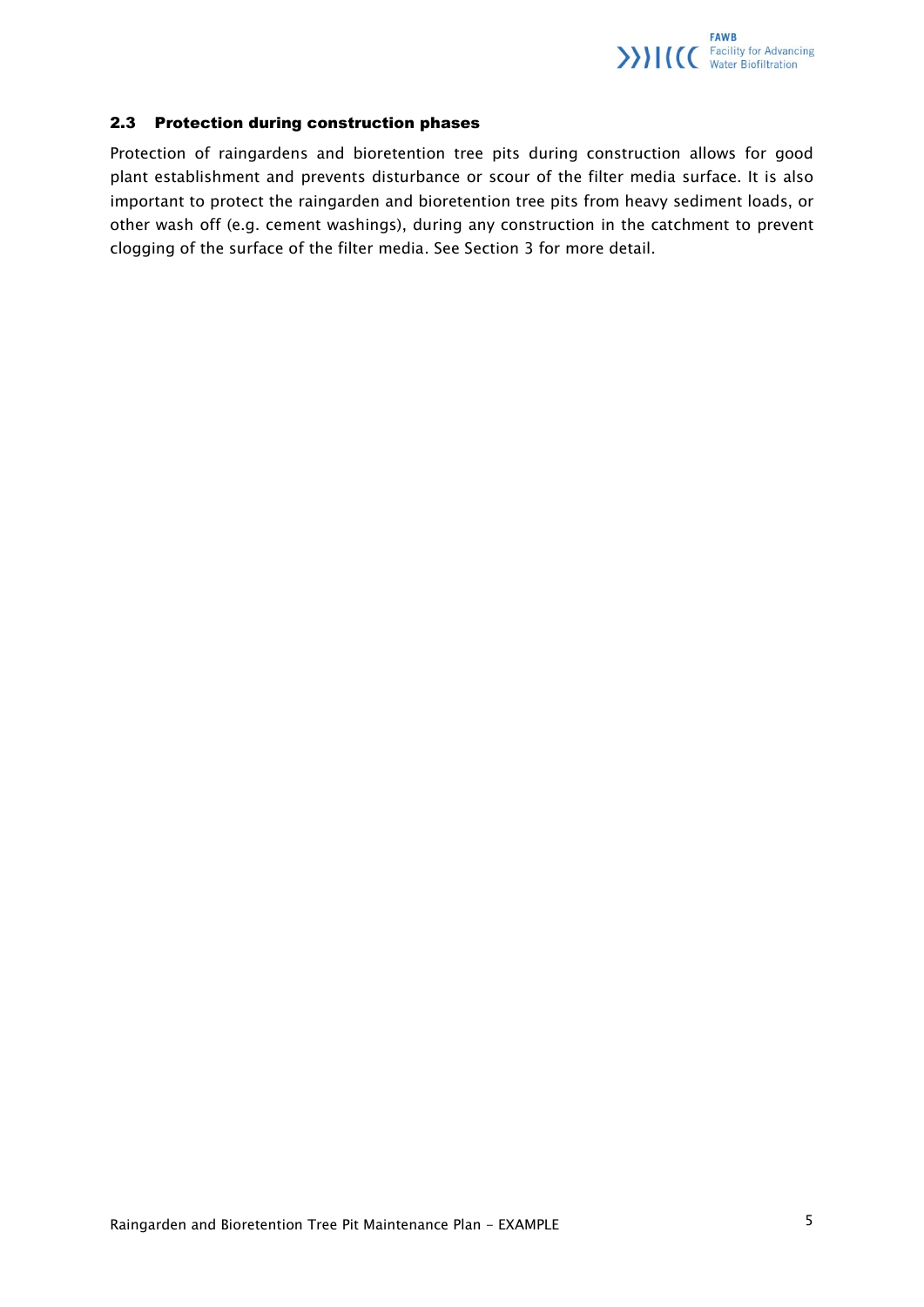## 2.3 Protection during construction phases

Protection of raingardens and bioretention tree pits during construction allows for good plant establishment and prevents disturbance or scour of the filter media surface. It is also important to protect the raingarden and bioretention tree pits from heavy sediment loads, or other wash off (e.g. cement washings), during any construction in the catchment to prevent clogging of the surface of the filter media. See Section 3 for more detail.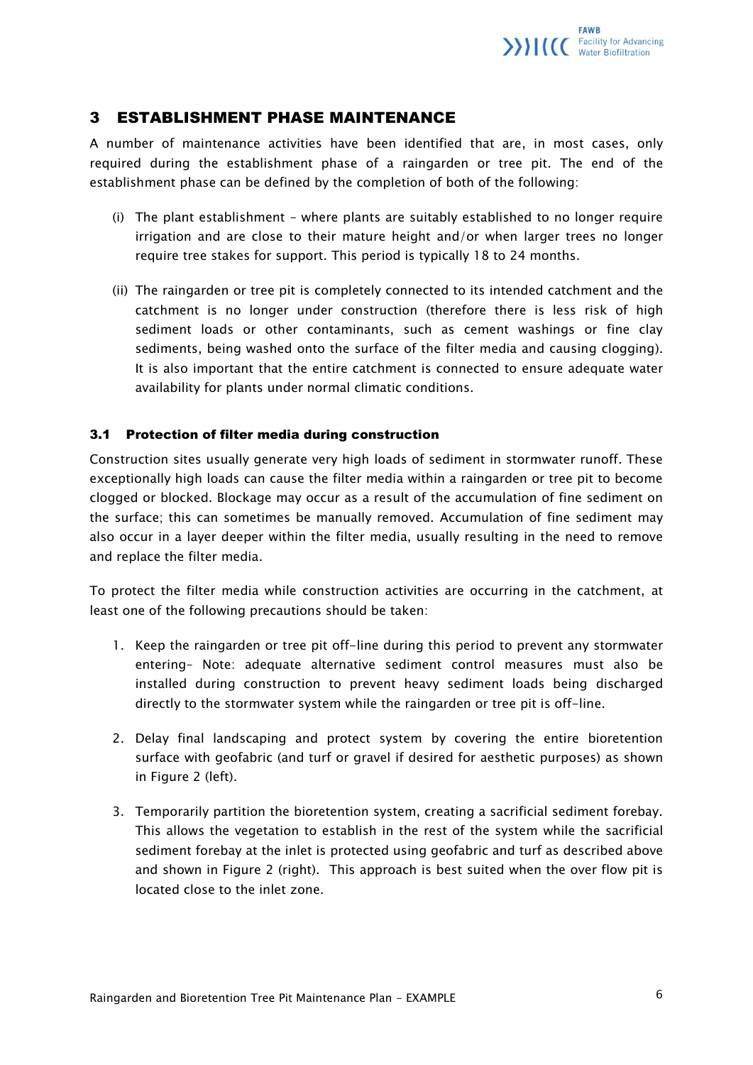## 3 ESTABLISHMENT PHASE MAINTENANCE

A number of maintenance activities have been identified that are, in most cases, only required during the establishment phase of a raingarden or tree pit. The end of the establishment phase can be defined by the completion of both of the following:

(i) The plant establishment – where plants are suitably established to no longer require irrigation and are close to their mature height and/or when larger trees no longer require tree stakes for support. This period is typically 18 to 24 months.

(ii) The raingarden or tree pit is completely connected to its intended catchment and the catchment is no longer under construction (therefore there is less risk of high sediment loads or other contaminants, such as cement washings or fine clay sediments, being washed onto the surface of the filter media and causing clogging). It is also important that the entire catchment is connected to ensure adequate water availability for plants under normal climatic conditions.

### 3.1 Protection of filter media during construction

Construction sites usually generate very high loads of sediment in stormwater runoff. These exceptionally high loads can cause the filter media within a raingarden or tree pit to become clogged or blocked. Blockage may occur as a result of the accumulation of fine sediment on the surface; this can sometimes be manually removed. Accumulation of fine sediment may also occur in a layer deeper within the filter media, usually resulting in the need to remove and replace the filter media.

To protect the filter media while construction activities are occurring in the catchment, at least one of the following precautions should be taken:

1. Keep the raingarden or tree pit off-line during this period to prevent any stormwater entering- Note: adequate alternative sediment control measures must also be installed during construction to prevent heavy sediment loads being discharged directly to the stormwater system while the raingarden or tree pit is off-line.

2. Delay final landscaping and protect system by covering the entire bioretention surface with geofabric (and turf or gravel if desired for aesthetic purposes) as shown in Figure 2 (left).

3. Temporarily partition the bioretention system, creating a sacrificial sediment forebay. This allows the vegetation to establish in the rest of the system while the sacrificial sediment forebay at the inlet is protected using geofabric and turf as described above and shown in Figure 2 (right). This approach is best suited when the over flow pit is located close to the inlet zone.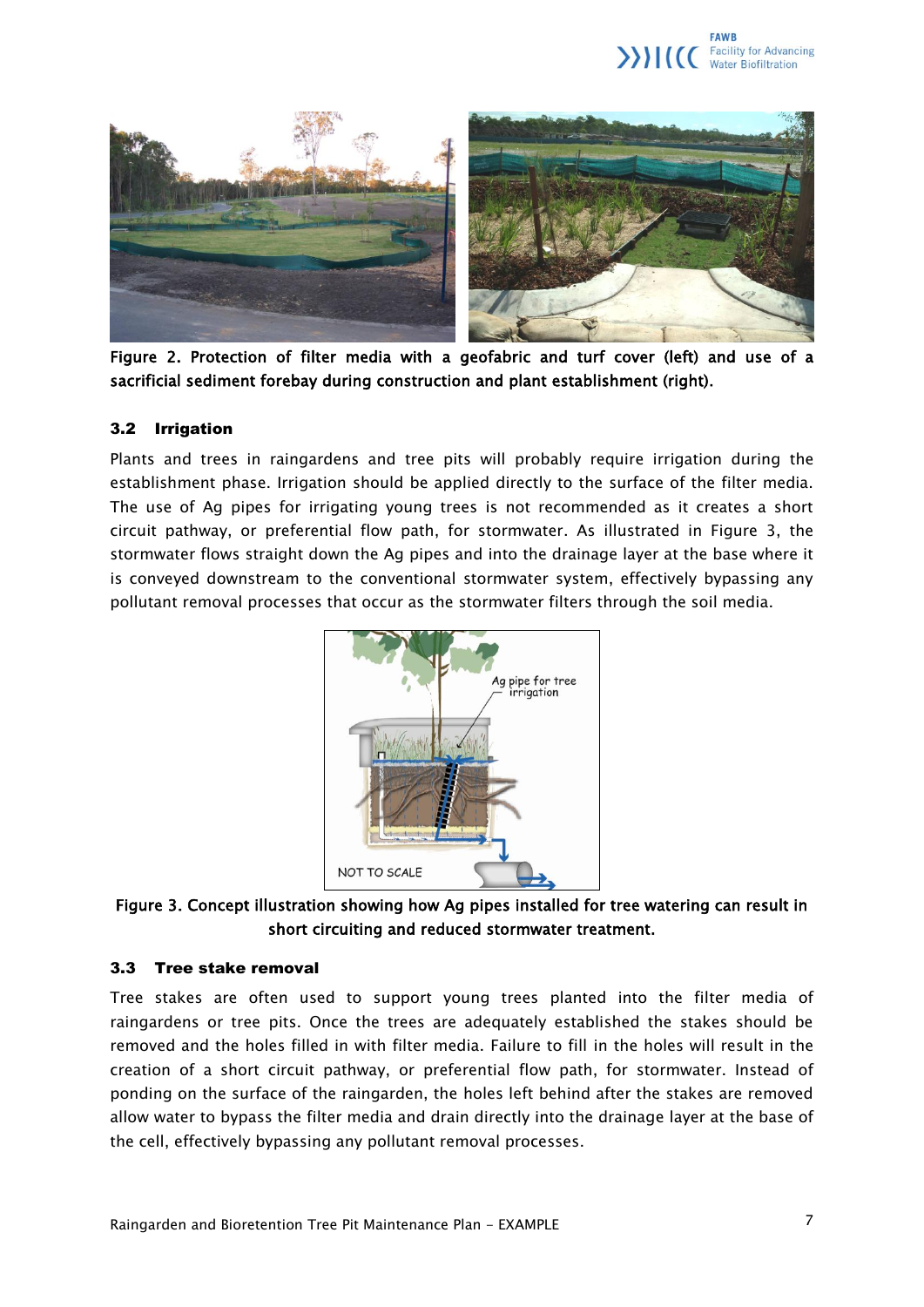Figure 2. Protection of filter media with a geofabric and turf cover (left) and use of a sacrificial sediment forebay during construction and plant establishment (right).

### 3.2 Irrigation

Plants and trees in raingardens and tree pits will probably require irrigation during the establishment phase. Irrigation should be applied directly to the surface of the filter media. The use of Ag pipes for irrigating young trees is not recommended as it creates a short circuit pathway, or preferential flow path, for stormwater. As illustrated in Figure 3, the stormwater flows straight down the Ag pipes and into the drainage layer at the base where it is conveyed downstream to the conventional stormwater system, effectively bypassing any pollutant removal processes that occur as the stormwater filters through the soil media.

Figure 3. Concept illustration showing how Ag pipes installed for tree watering can result in short circuiting and reduced stormwater treatment.

### 3.3 Tree stake removal

Tree stakes are often used to support young trees planted into the filter media of raingardens or tree pits. Once the trees are adequately established the stakes should be removed and the holes filled in with filter media. Failure to fill in the holes will result in the creation of a short circuit pathway, or preferential flow path, for stormwater. Instead of ponding on the surface of the raingarden, the holes left behind after the stakes are removed allow water to bypass the filter media and drain directly into the drainage layer at the base of the cell, effectively bypassing any pollutant removal processes.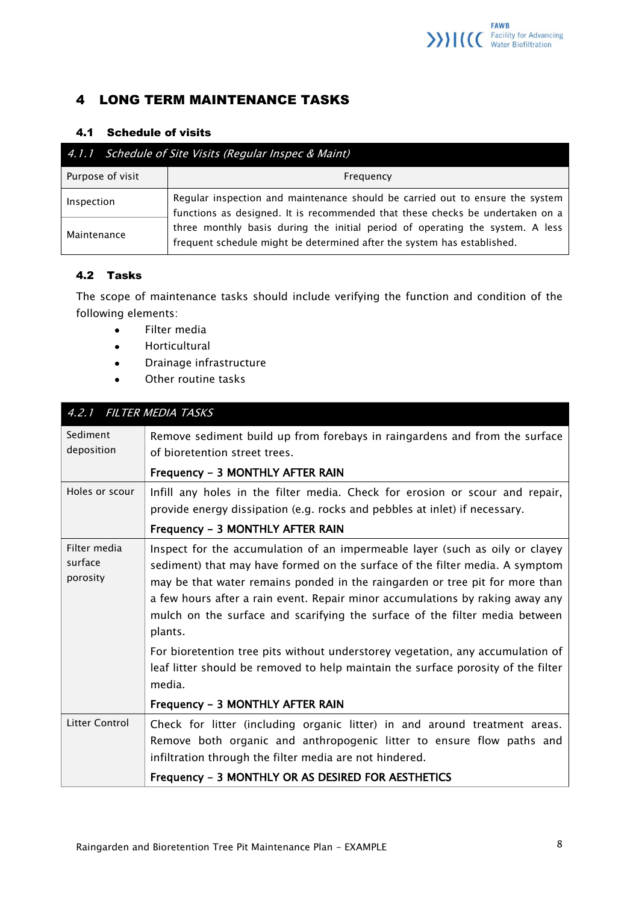# 4 LONG TERM MAINTENANCE TASKS

## 4.1 Schedule of visits

| *4.1.1 Schedule of Site Visits (Regular Inspec & Maint)* | |
|---|---|
| Purpose of visit | Frequency |
| Inspection | Regular inspection and maintenance should be carried out to ensure the system functions as designed. It is recommended that these checks be undertaken on a three monthly basis during the initial period of operating the system. A less frequent schedule might be determined after the system has established. |
| Maintenance | |

## 4.2 Tasks

The scope of maintenance tasks should include verifying the function and condition of the following elements:

- Filter media
- Horticultural
- Drainage infrastructure
- Other routine tasks

| *4.2.1 FILTER MEDIA TASKS* | |
|---|---|
| Sediment deposition | Remove sediment build up from forebays in raingardens and from the surface of bioretention street trees.<br><br>**Frequency – 3 MONTHLY AFTER RAIN** |
| Holes or scour | Infill any holes in the filter media. Check for erosion or scour and repair, provide energy dissipation (e.g. rocks and pebbles at inlet) if necessary.<br><br>**Frequency – 3 MONTHLY AFTER RAIN** |
| Filter media surface porosity | Inspect for the accumulation of an impermeable layer (such as oily or clayey sediment) that may have formed on the surface of the filter media. A symptom may be that water remains ponded in the raingarden or tree pit for more than a few hours after a rain event. Repair minor accumulations by raking away any mulch on the surface and scarifying the surface of the filter media between plants.<br><br>For bioretention tree pits without understorey vegetation, any accumulation of leaf litter should be removed to help maintain the surface porosity of the filter media.<br><br>**Frequency – 3 MONTHLY AFTER RAIN** |
| Litter Control | Check for litter (including organic litter) in and around treatment areas. Remove both organic and anthropogenic litter to ensure flow paths and infiltration through the filter media are not hindered.<br><br>**Frequency – 3 MONTHLY OR AS DESIRED FOR AESTHETICS** |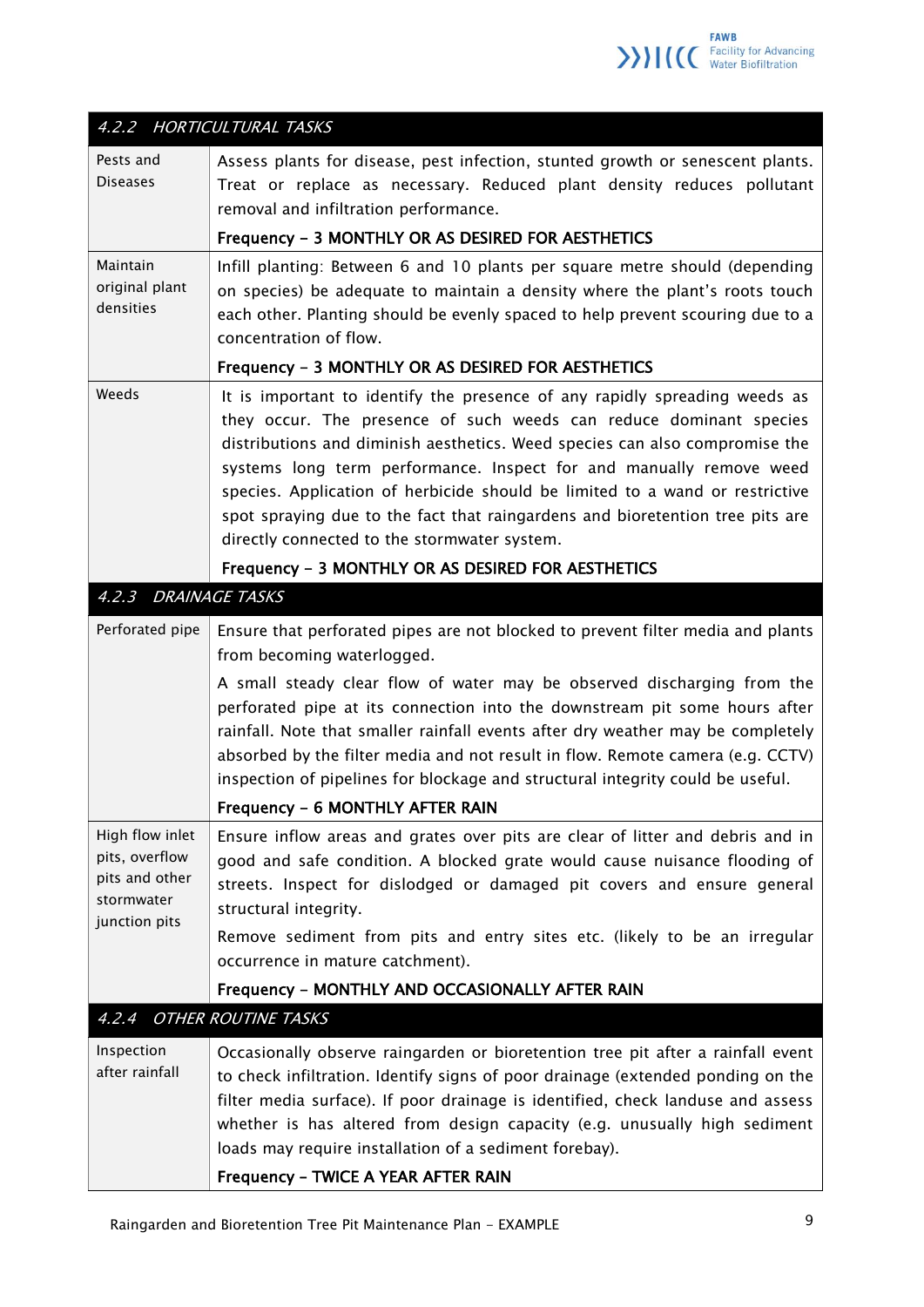| 4.2.2 HORTICULTURAL TASKS | |
|---|---|
| Pests and Diseases | Assess plants for disease, pest infection, stunted growth or senescent plants. Treat or replace as necessary. Reduced plant density reduces pollutant removal and infiltration performance.<br><br>**Frequency – 3 MONTHLY OR AS DESIRED FOR AESTHETICS** |
| Maintain original plant densities | Infill planting: Between 6 and 10 plants per square metre should (depending on species) be adequate to maintain a density where the plant's roots touch each other. Planting should be evenly spaced to help prevent scouring due to a concentration of flow.<br><br>**Frequency – 3 MONTHLY OR AS DESIRED FOR AESTHETICS** |
| Weeds | It is important to identify the presence of any rapidly spreading weeds as they occur. The presence of such weeds can reduce dominant species distributions and diminish aesthetics. Weed species can also compromise the systems long term performance. Inspect for and manually remove weed species. Application of herbicide should be limited to a wand or restrictive spot spraying due to the fact that raingardens and bioretention tree pits are directly connected to the stormwater system.<br><br>**Frequency – 3 MONTHLY OR AS DESIRED FOR AESTHETICS** |
| **4.2.3 DRAINAGE TASKS** | |
| Perforated pipe | Ensure that perforated pipes are not blocked to prevent filter media and plants from becoming waterlogged.<br><br>A small steady clear flow of water may be observed discharging from the perforated pipe at its connection into the downstream pit some hours after rainfall. Note that smaller rainfall events after dry weather may be completely absorbed by the filter media and not result in flow. Remote camera (e.g. CCTV) inspection of pipelines for blockage and structural integrity could be useful.<br><br>**Frequency – 6 MONTHLY AFTER RAIN** |
| High flow inlet pits, overflow pits and other stormwater junction pits | Ensure inflow areas and grates over pits are clear of litter and debris and in good and safe condition. A blocked grate would cause nuisance flooding of streets. Inspect for dislodged or damaged pit covers and ensure general structural integrity.<br><br>Remove sediment from pits and entry sites etc. (likely to be an irregular occurrence in mature catchment).<br><br>**Frequency – MONTHLY AND OCCASIONALLY AFTER RAIN** |
| **4.2.4 OTHER ROUTINE TASKS** | |
| Inspection after rainfall | Occasionally observe raingarden or bioretention tree pit after a rainfall event to check infiltration. Identify signs of poor drainage (extended ponding on the filter media surface). If poor drainage is identified, check landuse and assess whether is has altered from design capacity (e.g. unusually high sediment loads may require installation of a sediment forebay).<br><br>**Frequency – TWICE A YEAR AFTER RAIN** |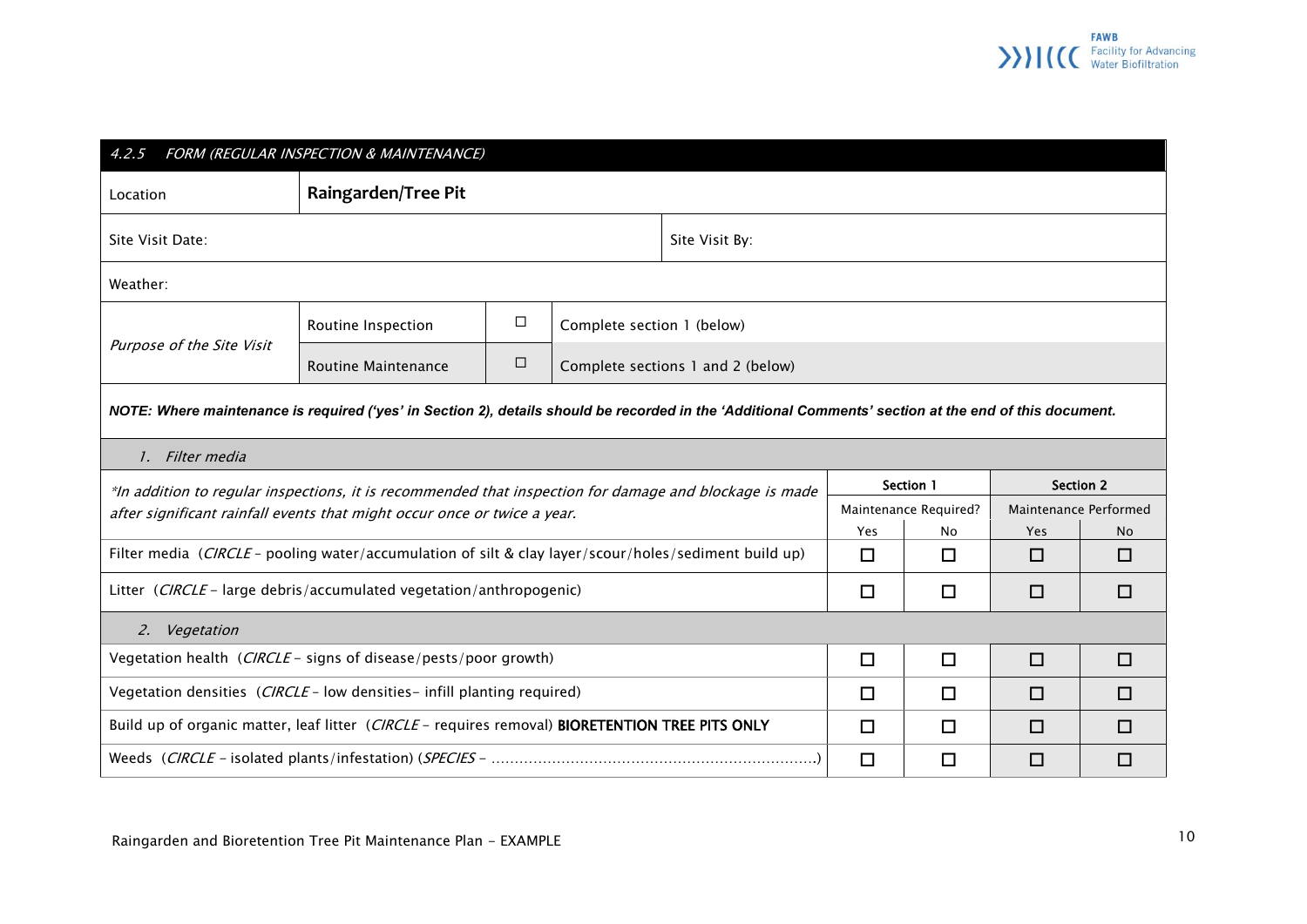| *4.2.5 FORM (REGULAR INSPECTION & MAINTENANCE)* | | | | | | |
|---|---|---|---|---|---|---|
| Location | **Raingarden/Tree Pit** | | | | | |
| Site Visit Date: | | | Site Visit By: | | | |
| Weather: | | | | | | |
| *Purpose of the Site Visit* | Routine Inspection | ☐ | Complete section 1 (below) | | | |
| | Routine Maintenance | ☐ | Complete sections 1 and 2 (below) | | | |

***NOTE: Where maintenance is required ('yes' in Section 2), details should be recorded in the 'Additional Comments' section at the end of this document.***

| *1. Filter media* | | | | |
|---|---|---|---|---|
| *\*In addition to regular inspections, it is recommended that inspection for damage and blockage is made after significant rainfall events that might occur once or twice a year.* | **Section 1** | | **Section 2** | |
| | Maintenance Required? | | Maintenance Performed | |
| | Yes | No | Yes | No |
| Filter media (*CIRCLE* – pooling water/accumulation of silt & clay layer/scour/holes/sediment build up) | ☐ | ☐ | ☐ | ☐ |
| Litter (*CIRCLE* – large debris/accumulated vegetation/anthropogenic) | ☐ | ☐ | ☐ | ☐ |
| *2. Vegetation* | | | | |
| Vegetation health (*CIRCLE* – signs of disease/pests/poor growth) | ☐ | ☐ | ☐ | ☐ |
| Vegetation densities (*CIRCLE* – low densities– infill planting required) | ☐ | ☐ | ☐ | ☐ |
| Build up of organic matter, leaf litter (*CIRCLE* – requires removal) **BIORETENTION TREE PITS ONLY** | ☐ | ☐ | ☐ | ☐ |
| Weeds (*CIRCLE* – isolated plants/infestation) (*SPECIES* – ......................................................................) | ☐ | ☐ | ☐ | ☐ |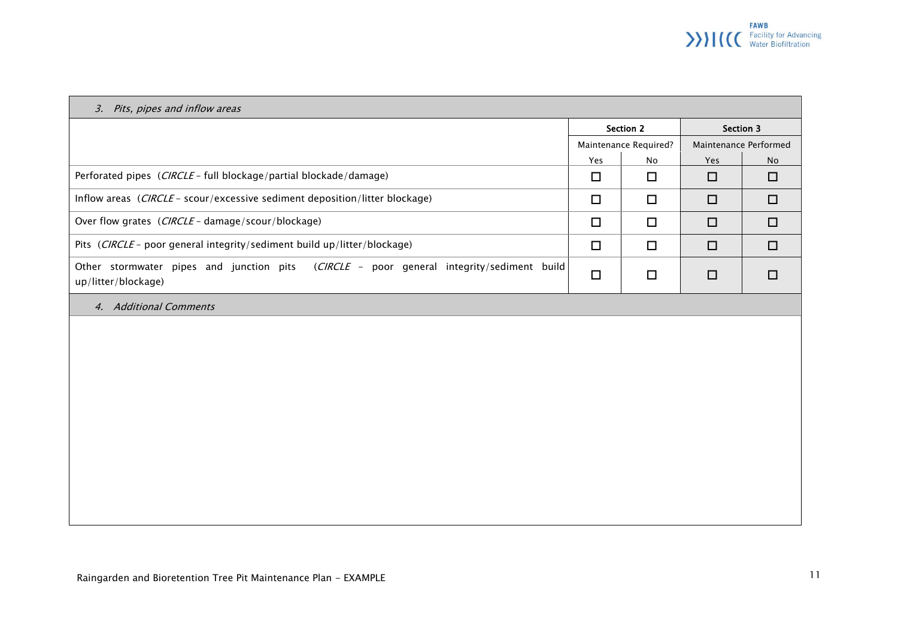| *3. Pits, pipes and inflow areas* | | | | |
|---|---|---|---|---|
| | **Section 2** | | **Section 3** | |
| | Maintenance Required? | | Maintenance Performed | |
| | Yes | No | Yes | No |
| Perforated pipes (*CIRCLE* – full blockage/partial blockade/damage) | ☐ | ☐ | ☐ | ☐ |
| Inflow areas (*CIRCLE* – scour/excessive sediment deposition/litter blockage) | ☐ | ☐ | ☐ | ☐ |
| Over flow grates (*CIRCLE* – damage/scour/blockage) | ☐ | ☐ | ☐ | ☐ |
| Pits (*CIRCLE* – poor general integrity/sediment build up/litter/blockage) | ☐ | ☐ | ☐ | ☐ |
| Other stormwater pipes and junction pits (*CIRCLE* – poor general integrity/sediment build up/litter/blockage) | ☐ | ☐ | ☐ | ☐ |

*4. Additional Comments*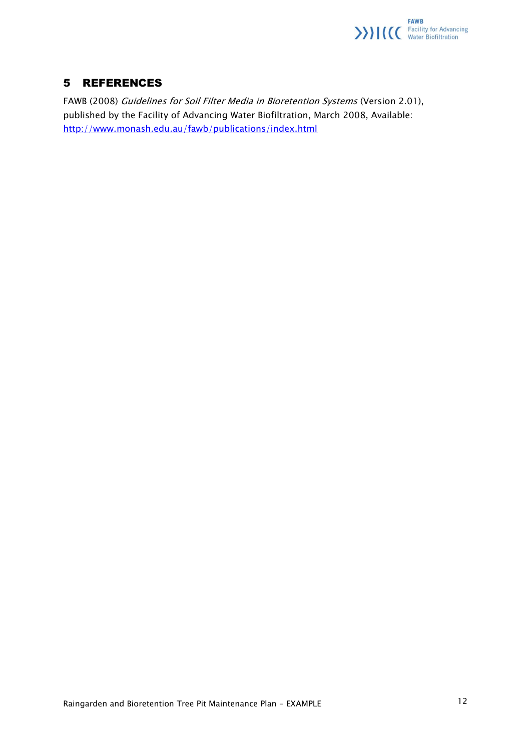# 5 REFERENCES

FAWB (2008) *Guidelines for Soil Filter Media in Bioretention Systems* (Version 2.01), published by the Facility of Advancing Water Biofiltration, March 2008, Available: [http://www.monash.edu.au/fawb/publications/index.html](http://www.monash.edu.au/fawb/publications/index.html)